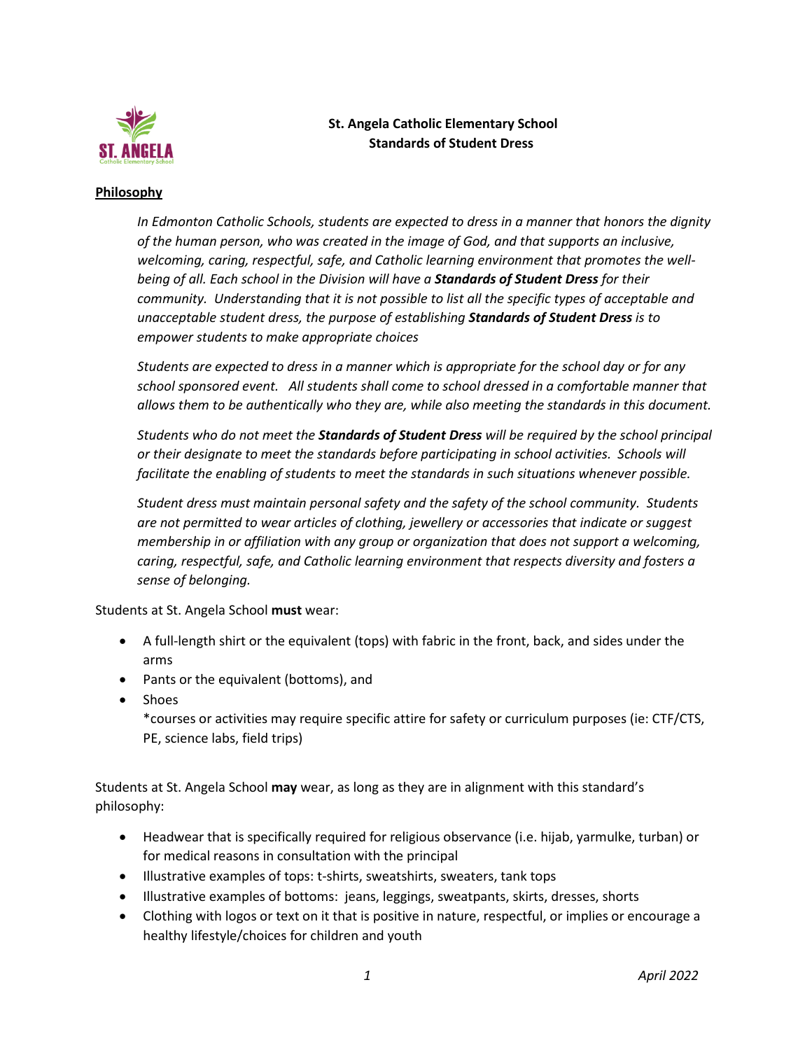# St. Angela Catholic Elementary School
## Standards of Student Dress

### Philosophy

*In Edmonton Catholic Schools, students are expected to dress in a manner that honors the dignity of the human person, who was created in the image of God, and that supports an inclusive, welcoming, caring, respectful, safe, and Catholic learning environment that promotes the well-being of all. Each school in the Division will have a* ***Standards of Student Dress*** *for their community. Understanding that it is not possible to list all the specific types of acceptable and unacceptable student dress, the purpose of establishing* ***Standards of Student Dress*** *is to empower students to make appropriate choices*

*Students are expected to dress in a manner which is appropriate for the school day or for any school sponsored event. All students shall come to school dressed in a comfortable manner that allows them to be authentically who they are, while also meeting the standards in this document.*

*Students who do not meet the* ***Standards of Student Dress*** *will be required by the school principal or their designate to meet the standards before participating in school activities. Schools will facilitate the enabling of students to meet the standards in such situations whenever possible.*

*Student dress must maintain personal safety and the safety of the school community. Students are not permitted to wear articles of clothing, jewellery or accessories that indicate or suggest membership in or affiliation with any group or organization that does not support a welcoming, caring, respectful, safe, and Catholic learning environment that respects diversity and fosters a sense of belonging.*

Students at St. Angela School **must** wear:

- A full-length shirt or the equivalent (tops) with fabric in the front, back, and sides under the arms
- Pants or the equivalent (bottoms), and
- Shoes
  *courses or activities may require specific attire for safety or curriculum purposes (ie: CTF/CTS, PE, science labs, field trips)

Students at St. Angela School **may** wear, as long as they are in alignment with this standard's philosophy:

- Headwear that is specifically required for religious observance (i.e. hijab, yarmulke, turban) or for medical reasons in consultation with the principal
- Illustrative examples of tops: t-shirts, sweatshirts, sweaters, tank tops
- Illustrative examples of bottoms: jeans, leggings, sweatpants, skirts, dresses, shorts
- Clothing with logos or text on it that is positive in nature, respectful, or implies or encourage a healthy lifestyle/choices for children and youth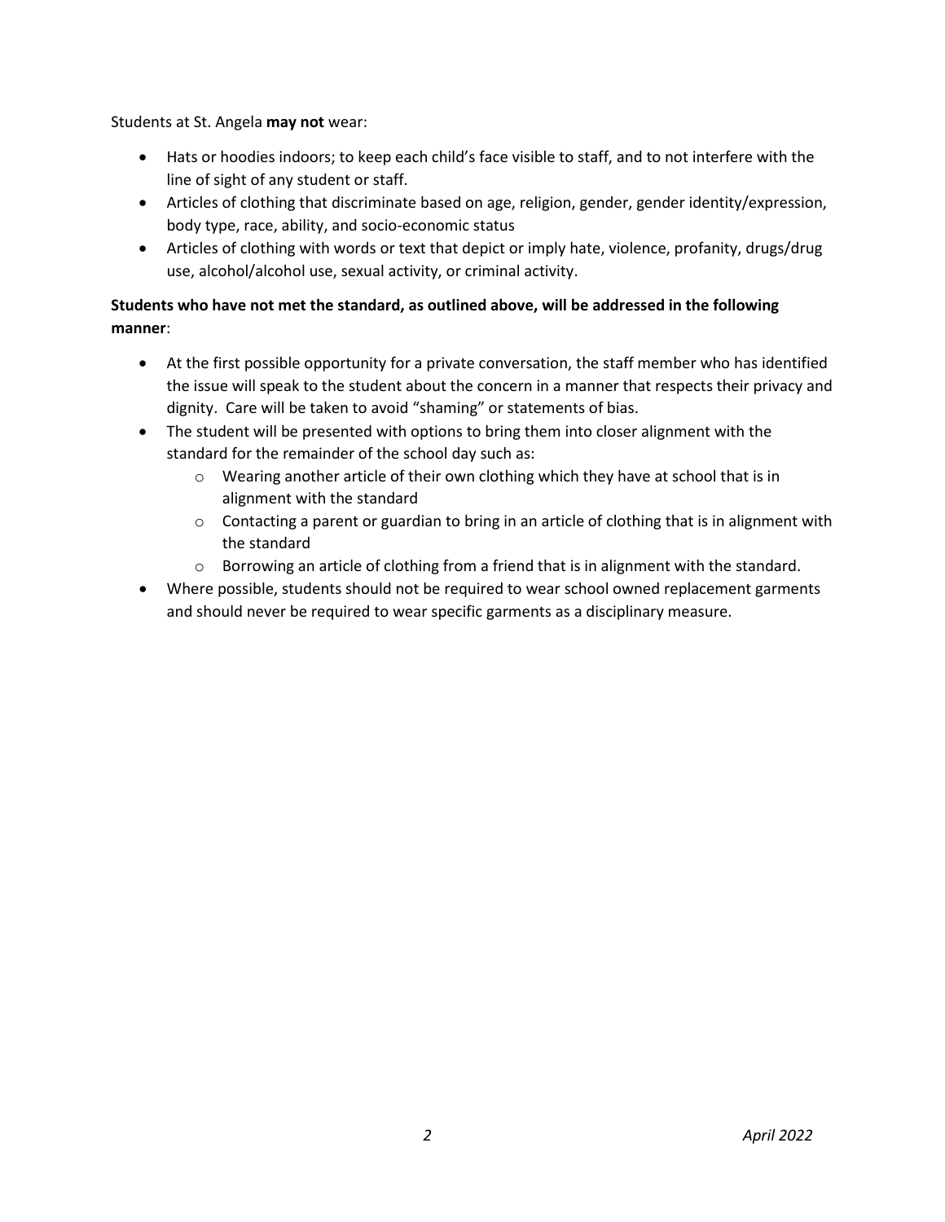Students at St. Angela **may not** wear:

- Hats or hoodies indoors; to keep each child's face visible to staff, and to not interfere with the line of sight of any student or staff.
- Articles of clothing that discriminate based on age, religion, gender, gender identity/expression, body type, race, ability, and socio-economic status
- Articles of clothing with words or text that depict or imply hate, violence, profanity, drugs/drug use, alcohol/alcohol use, sexual activity, or criminal activity.

**Students who have not met the standard, as outlined above, will be addressed in the following manner**:

- At the first possible opportunity for a private conversation, the staff member who has identified the issue will speak to the student about the concern in a manner that respects their privacy and dignity. Care will be taken to avoid "shaming" or statements of bias.
- The student will be presented with options to bring them into closer alignment with the standard for the remainder of the school day such as:
  - Wearing another article of their own clothing which they have at school that is in alignment with the standard
  - Contacting a parent or guardian to bring in an article of clothing that is in alignment with the standard
  - Borrowing an article of clothing from a friend that is in alignment with the standard.
- Where possible, students should not be required to wear school owned replacement garments and should never be required to wear specific garments as a disciplinary measure.